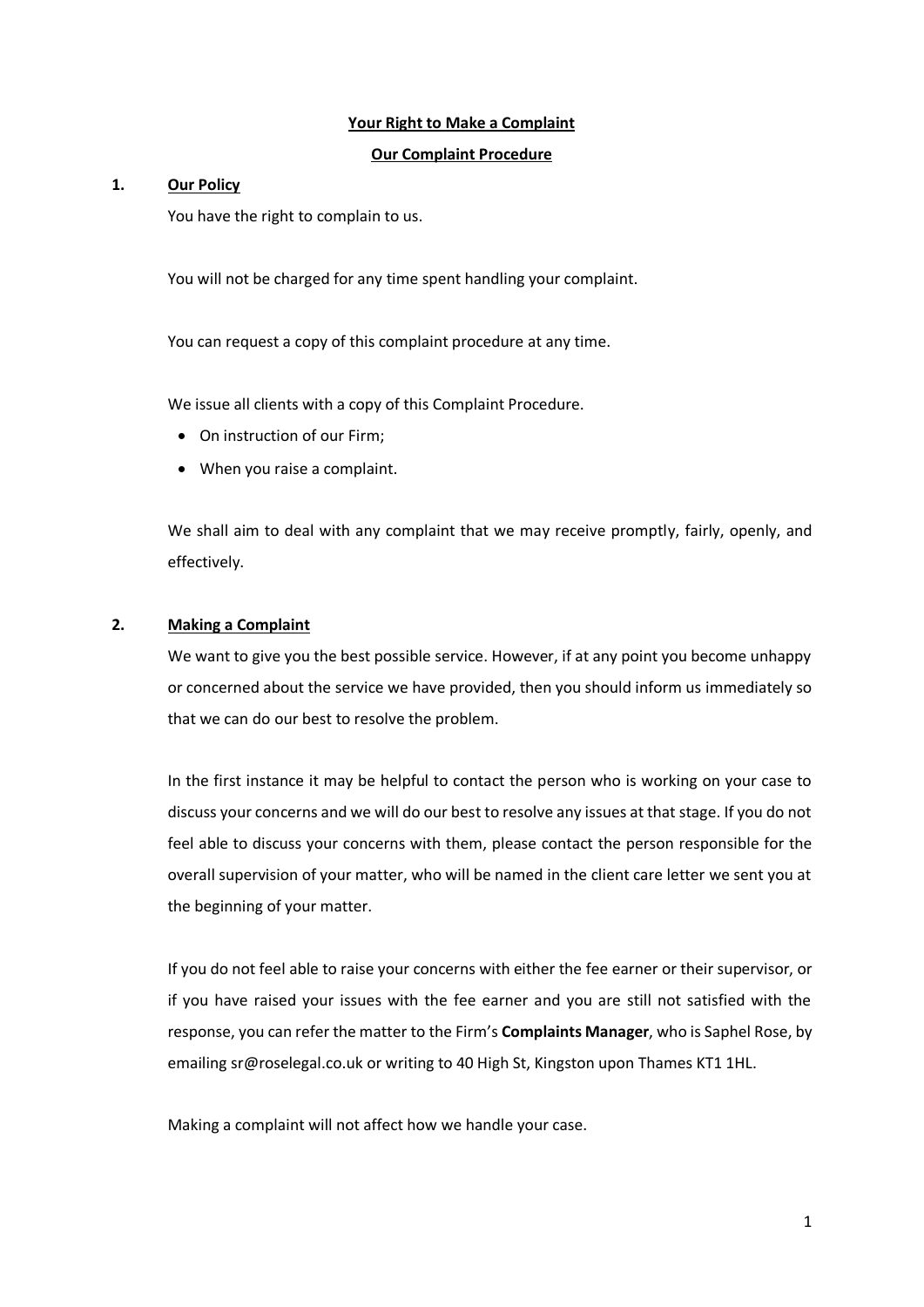# Your Right to Make a Complaint

## Our Complaint Procedure

### 1. Our Policy

You have the right to complain to us.

You will not be charged for any time spent handling your complaint.

You can request a copy of this complaint procedure at any time.

We issue all clients with a copy of this Complaint Procedure.

- On instruction of our Firm;
- When you raise a complaint.

We shall aim to deal with any complaint that we may receive promptly, fairly, openly, and effectively.

### 2. Making a Complaint

We want to give you the best possible service. However, if at any point you become unhappy or concerned about the service we have provided, then you should inform us immediately so that we can do our best to resolve the problem.

In the first instance it may be helpful to contact the person who is working on your case to discuss your concerns and we will do our best to resolve any issues at that stage. If you do not feel able to discuss your concerns with them, please contact the person responsible for the overall supervision of your matter, who will be named in the client care letter we sent you at the beginning of your matter.

If you do not feel able to raise your concerns with either the fee earner or their supervisor, or if you have raised your issues with the fee earner and you are still not satisfied with the response, you can refer the matter to the Firm's **Complaints Manager**, who is Saphel Rose, by emailing sr@roselegal.co.uk or writing to 40 High St, Kingston upon Thames KT1 1HL.

Making a complaint will not affect how we handle your case.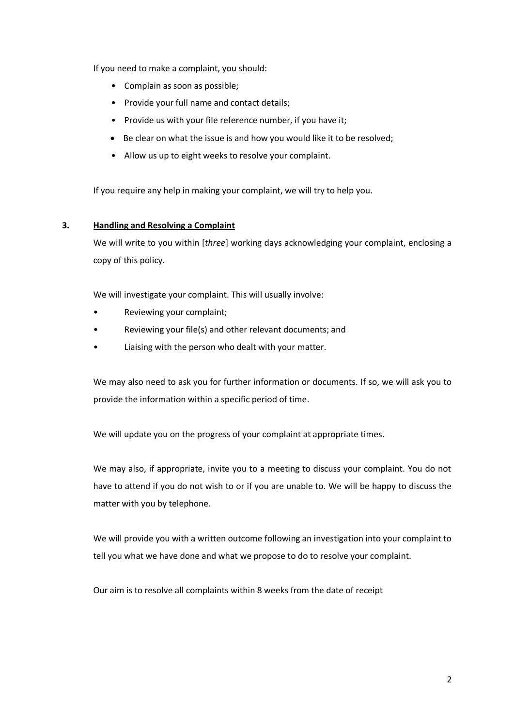If you need to make a complaint, you should:

- Complain as soon as possible;
- Provide your full name and contact details;
- Provide us with your file reference number, if you have it;
- Be clear on what the issue is and how you would like it to be resolved;
- Allow us up to eight weeks to resolve your complaint.

If you require any help in making your complaint, we will try to help you.

## 3. Handling and Resolving a Complaint

We will write to you within [*three*] working days acknowledging your complaint, enclosing a copy of this policy.

We will investigate your complaint. This will usually involve:

- Reviewing your complaint;
- Reviewing your file(s) and other relevant documents; and
- Liaising with the person who dealt with your matter.

We may also need to ask you for further information or documents. If so, we will ask you to provide the information within a specific period of time.

We will update you on the progress of your complaint at appropriate times.

We may also, if appropriate, invite you to a meeting to discuss your complaint. You do not have to attend if you do not wish to or if you are unable to. We will be happy to discuss the matter with you by telephone.

We will provide you with a written outcome following an investigation into your complaint to tell you what we have done and what we propose to do to resolve your complaint.

Our aim is to resolve all complaints within 8 weeks from the date of receipt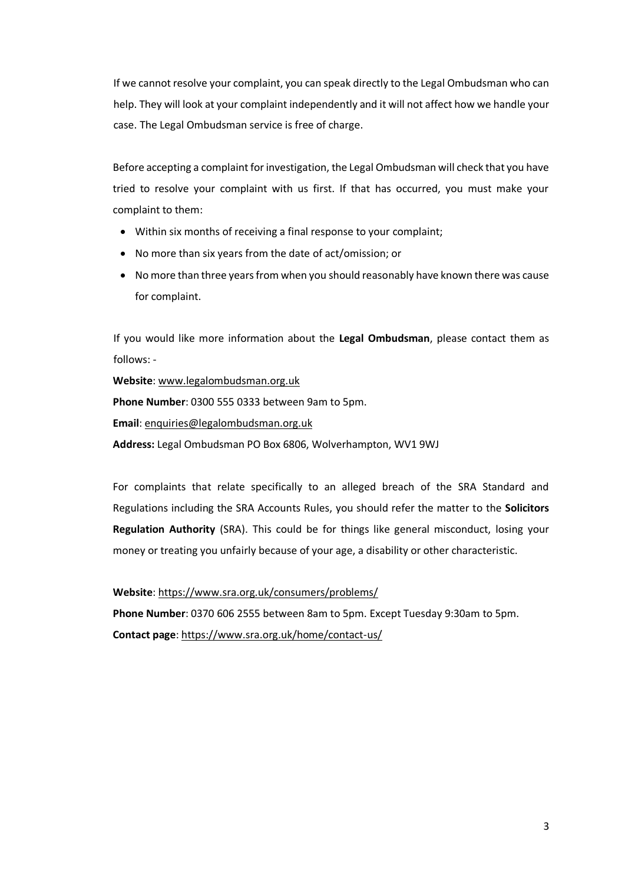If we cannot resolve your complaint, you can speak directly to the Legal Ombudsman who can help. They will look at your complaint independently and it will not affect how we handle your case. The Legal Ombudsman service is free of charge.

Before accepting a complaint for investigation, the Legal Ombudsman will check that you have tried to resolve your complaint with us first. If that has occurred, you must make your complaint to them:

- Within six months of receiving a final response to your complaint;
- No more than six years from the date of act/omission; or
- No more than three years from when you should reasonably have known there was cause for complaint.

If you would like more information about the **Legal Ombudsman**, please contact them as follows: -

**Website**: www.legalombudsman.org.uk

**Phone Number**: 0300 555 0333 between 9am to 5pm.

**Email**: enquiries@legalombudsman.org.uk

**Address:** Legal Ombudsman PO Box 6806, Wolverhampton, WV1 9WJ

For complaints that relate specifically to an alleged breach of the SRA Standard and Regulations including the SRA Accounts Rules, you should refer the matter to the **Solicitors Regulation Authority** (SRA). This could be for things like general misconduct, losing your money or treating you unfairly because of your age, a disability or other characteristic.

**Website**: https://www.sra.org.uk/consumers/problems/

**Phone Number**: 0370 606 2555 between 8am to 5pm. Except Tuesday 9:30am to 5pm.

**Contact page**: https://www.sra.org.uk/home/contact-us/